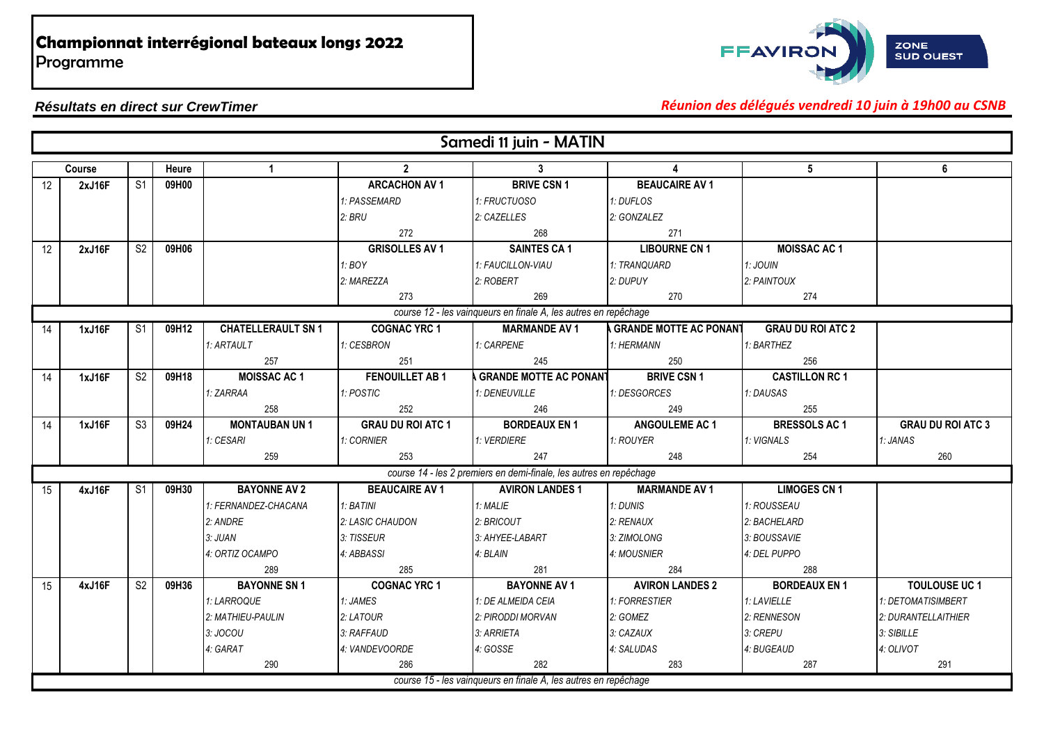# Championnat interrégional bateaux longs 2022

Programme

*Résultats en direct sur CrewTimer*

*Réunion des délégués vendredi 10 juin à 19h00 au CSNB*

## Samedi 11 juin - MATIN

| | Course | | Heure | 1 | 2 | 3 | 4 | 5 | 6 |
|---|---|---|---|---|---|---|---|---|---|
| 12 | 2xJ16F | S1 | 09H00 | | ARCACHON AV 1 | BRIVE CSN 1 | BEAUCAIRE AV 1 | | |
| | | | | | *1: PASSEMARD* | *1: FRUCTUOSO* | *1: DUFLOS* | | |
| | | | | | *2: BRU* | *2: CAZELLES* | *2: GONZALEZ* | | |
| | | | | | 272 | 268 | 271 | | |
| 12 | 2xJ16F | S2 | 09H06 | | GRISOLLES AV 1 | SAINTES CA 1 | LIBOURNE CN 1 | MOISSAC AC 1 | |
| | | | | | *1: BOY* | *1: FAUCILLON-VIAU* | *1: TRANQUARD* | *1: JOUIN* | |
| | | | | | *2: MAREZZA* | *2: ROBERT* | *2: DUPUY* | *2: PAINTOUX* | |
| | | | | | 273 | 269 | 270 | 274 | |
| *course 12 - les vainqueurs en finale A, les autres en repêchage* | | | | | | | | | |
| 14 | 1xJ16F | S1 | 09H12 | CHATELLERAULT SN 1 | COGNAC YRC 1 | MARMANDE AV 1 | GRANDE MOTTE AC PONANT | GRAU DU ROI ATC 2 | |
| | | | | *1: ARTAULT* | *1: CESBRON* | *1: CARPENE* | *1: HERMANN* | *1: BARTHEZ* | |
| | | | | 257 | 251 | 245 | 250 | 256 | |
| 14 | 1xJ16F | S2 | 09H18 | MOISSAC AC 1 | FENOUILLET AB 1 | GRANDE MOTTE AC PONANT | BRIVE CSN 1 | CASTILLON RC 1 | |
| | | | | *1: ZARRAA* | *1: POSTIC* | *1: DENEUVILLE* | *1: DESGORCES* | *1: DAUSAS* | |
| | | | | 258 | 252 | 246 | 249 | 255 | |
| 14 | 1xJ16F | S3 | 09H24 | MONTAUBAN UN 1 | GRAU DU ROI ATC 1 | BORDEAUX EN 1 | ANGOULEME AC 1 | BRESSOLS AC 1 | GRAU DU ROI ATC 3 |
| | | | | *1: CESARI* | *1: CORNIER* | *1: VERDIERE* | *1: ROUYER* | *1: VIGNALS* | *1: JANAS* |
| | | | | 259 | 253 | 247 | 248 | 254 | 260 |
| *course 14 - les 2 premiers en demi-finale, les autres en repêchage* | | | | | | | | | |
| 15 | 4xJ16F | S1 | 09H30 | BAYONNE AV 2 | BEAUCAIRE AV 1 | AVIRON LANDES 1 | MARMANDE AV 1 | LIMOGES CN 1 | |
| | | | | *1: FERNANDEZ-CHACANA* | *1: BATINI* | *1: MALIE* | *1: DUNIS* | *1: ROUSSEAU* | |
| | | | | *2: ANDRE* | *2: LASIC CHAUDON* | *2: BRICOUT* | *2: RENAUX* | *2: BACHELARD* | |
| | | | | *3: JUAN* | *3: TISSEUR* | *3: AHYEE-LABART* | *3: ZIMOLONG* | *3: BOUSSAVIE* | |
| | | | | *4: ORTIZ OCAMPO* | *4: ABBASSI* | *4: BLAIN* | *4: MOUSNIER* | *4: DEL PUPPO* | |
| | | | | 289 | 285 | 281 | 284 | 288 | |
| 15 | 4xJ16F | S2 | 09H36 | BAYONNE SN 1 | COGNAC YRC 1 | BAYONNE AV 1 | AVIRON LANDES 2 | BORDEAUX EN 1 | TOULOUSE UC 1 |
| | | | | *1: LARROQUE* | *1: JAMES* | *1: DE ALMEIDA CEIA* | *1: FORRESTIER* | *1: LAVIELLE* | *1: DETOMATISIMBERT* |
| | | | | *2: MATHIEU-PAULIN* | *2: LATOUR* | *2: PIRODDI MORVAN* | *2: GOMEZ* | *2: RENNESON* | *2: DURANTELLAITHIER* |
| | | | | *3: JOCOU* | *3: RAFFAUD* | *3: ARRIETA* | *3: CAZAUX* | *3: CREPU* | *3: SIBILLE* |
| | | | | *4: GARAT* | *4: VANDEVOORDE* | *4: GOSSE* | *4: SALUDAS* | *4: BUGEAUD* | *4: OLIVOT* |
| | | | | 290 | 286 | 282 | 283 | 287 | 291 |
| *course 15 - les vainqueurs en finale A, les autres en repêchage* | | | | | | | | | |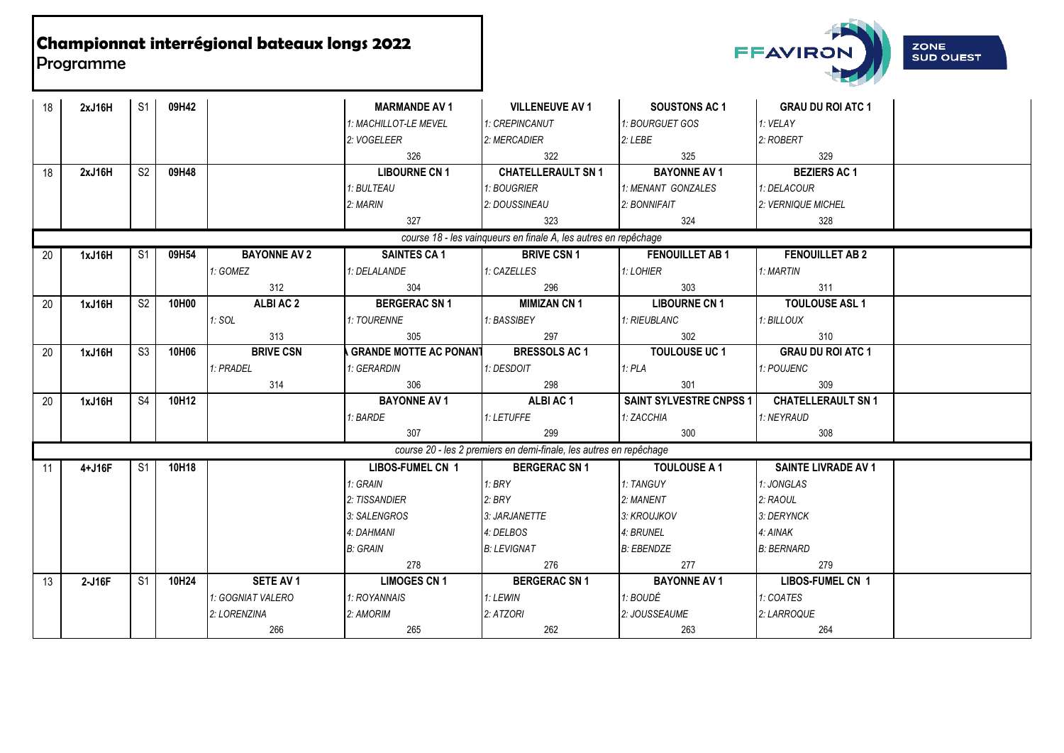## Championnat interrégional bateaux longs 2022
Programme

| | | | | | | | | | |
|---|---|---|---|---|---|---|---|---|---|
| 18 | 2xJ16H | S1 | 09H42 | | MARMANDE AV 1 | VILLENEUVE AV 1 | SOUSTONS AC 1 | GRAU DU ROI ATC 1 | |
| | | | | | *1: MACHILLOT-LE MEVEL* | *1: CREPINCANUT* | *1: BOURGUET GOS* | *1: VELAY* | |
| | | | | | *2: VOGELEER* | *2: MERCADIER* | *2: LEBE* | *2: ROBERT* | |
| | | | | | 326 | 322 | 325 | 329 | |
| 18 | 2xJ16H | S2 | 09H48 | | LIBOURNE CN 1 | CHATELLERAULT SN 1 | BAYONNE AV 1 | BEZIERS AC 1 | |
| | | | | | *1: BULTEAU* | *1: BOUGRIER* | *1: MENANT GONZALES* | *1: DELACOUR* | |
| | | | | | *2: MARIN* | *2: DOUSSINEAU* | *2: BONNIFAIT* | *2: VERNIQUE MICHEL* | |
| | | | | | 327 | 323 | 324 | 328 | |
| *course 18 - les vainqueurs en finale A, les autres en repêchage* | | | | | | | | | |
| 20 | 1xJ16H | S1 | 09H54 | BAYONNE AV 2 | SAINTES CA 1 | BRIVE CSN 1 | FENOUILLET AB 1 | FENOUILLET AB 2 | |
| | | | | *1: GOMEZ* | *1: DELALANDE* | *1: CAZELLES* | *1: LOHIER* | *1: MARTIN* | |
| | | | | 312 | 304 | 296 | 303 | 311 | |
| 20 | 1xJ16H | S2 | 10H00 | ALBI AC 2 | BERGERAC SN 1 | MIMIZAN CN 1 | LIBOURNE CN 1 | TOULOUSE ASL 1 | |
| | | | | *1: SOL* | *1: TOURENNE* | *1: BASSIBEY* | *1: RIEUBLANC* | *1: BILLOUX* | |
| | | | | 313 | 305 | 297 | 302 | 310 | |
| 20 | 1xJ16H | S3 | 10H06 | BRIVE CSN | GRANDE MOTTE AC PONANT | BRESSOLS AC 1 | TOULOUSE UC 1 | GRAU DU ROI ATC 1 | |
| | | | | *1: PRADEL* | *1: GERARDIN* | *1: DESDOIT* | *1: PLA* | *1: POUJENC* | |
| | | | | 314 | 306 | 298 | 301 | 309 | |
| 20 | 1xJ16H | S4 | 10H12 | | BAYONNE AV 1 | ALBI AC 1 | SAINT SYLVESTRE CNPSS 1 | CHATELLERAULT SN 1 | |
| | | | | | *1: BARDE* | *1: LETUFFE* | *1: ZACCHIA* | *1: NEYRAUD* | |
| | | | | | 307 | 299 | 300 | 308 | |
| *course 20 - les 2 premiers en demi-finale, les autres en repêchage* | | | | | | | | | |
| 11 | 4+J16F | S1 | 10H18 | | LIBOS-FUMEL CN 1 | BERGERAC SN 1 | TOULOUSE A 1 | SAINTE LIVRADE AV 1 | |
| | | | | | *1: GRAIN* | *1: BRY* | *1: TANGUY* | *1: JONGLAS* | |
| | | | | | *2: TISSANDIER* | *2: BRY* | *2: MANENT* | *2: RAOUL* | |
| | | | | | *3: SALENGROS* | *3: JARJANETTE* | *3: KROUJKOV* | *3: DERYNCK* | |
| | | | | | *4: DAHMANI* | *4: DELBOS* | *4: BRUNEL* | *4: AINAK* | |
| | | | | | *B: GRAIN* | *B: LEVIGNAT* | *B: EBENDZE* | *B: BERNARD* | |
| | | | | | 278 | 276 | 277 | 279 | |
| 13 | 2-J16F | S1 | 10H24 | SETE AV 1 | LIMOGES CN 1 | BERGERAC SN 1 | BAYONNE AV 1 | LIBOS-FUMEL CN 1 | |
| | | | | *1: GOGNIAT VALERO* | *1: ROYANNAIS* | *1: LEWIN* | *1: BOUDÉ* | *1: COATES* | |
| | | | | *2: LORENZINA* | *2: AMORIM* | *2: ATZORI* | *2: JOUSSEAUME* | *2: LARROQUE* | |
| | | | | 266 | 265 | 262 | 263 | 264 | |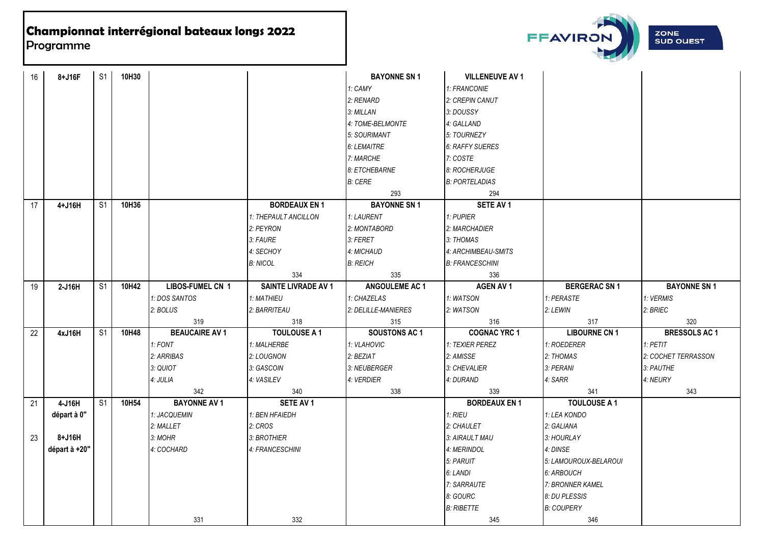# Championnat interrégional bateaux longs 2022
Programme

| | | | | | | | | | |
|---|---|---|---|---|---|---|---|---|---|
| 16 | 8+J16F | S1 | 10H30 | | | **BAYONNE SN 1** | **VILLENEUVE AV 1** | | |
| | | | | | | 1: CAMY | 1: FRANCONIE | | |
| | | | | | | 2: RENARD | 2: CREPIN CANUT | | |
| | | | | | | 3: MILLAN | 3: DOUSSY | | |
| | | | | | | 4: TOME-BELMONTE | 4: GALLAND | | |
| | | | | | | 5: SOURIMANT | 5: TOURNEZY | | |
| | | | | | | 6: LEMAITRE | 6: RAFFY SUERES | | |
| | | | | | | 7: MARCHE | 7: COSTE | | |
| | | | | | | 8: ETCHEBARNE | 8: ROCHERJUGE | | |
| | | | | | | B: CERE | B: PORTELADIAS | | |
| | | | | | | 293 | 294 | | |
| 17 | 4+J16H | S1 | 10H36 | | **BORDEAUX EN 1** | **BAYONNE SN 1** | **SETE AV 1** | | |
| | | | | | 1: THEPAULT ANCILLON | 1: LAURENT | 1: PUPIER | | |
| | | | | | 2: PEYRON | 2: MONTABORD | 2: MARCHADIER | | |
| | | | | | 3: FAURE | 3: FERET | 3: THOMAS | | |
| | | | | | 4: SECHOY | 4: MICHAUD | 4: ARCHIMBEAU-SMITS | | |
| | | | | | B: NICOL | B: REICH | B: FRANCESCHINI | | |
| | | | | | 334 | 335 | 336 | | |
| 19 | 2-J16H | S1 | 10H42 | **LIBOS-FUMEL CN 1** | **SAINTE LIVRADE AV 1** | **ANGOULEME AC 1** | **AGEN AV 1** | **BERGERAC SN 1** | **BAYONNE SN 1** |
| | | | | 1: DOS SANTOS | 1: MATHIEU | 1: CHAZELAS | 1: WATSON | 1: PERASTE | 1: VERMIS |
| | | | | 2: BOLUS | 2: BARRITEAU | 2: DELILLE-MANIERES | 2: WATSON | 2: LEWIN | 2: BRIEC |
| | | | | 319 | 318 | 315 | 316 | 317 | 320 |
| 22 | 4xJ16H | S1 | 10H48 | **BEAUCAIRE AV 1** | **TOULOUSE A 1** | **SOUSTONS AC 1** | **COGNAC YRC 1** | **LIBOURNE CN 1** | **BRESSOLS AC 1** |
| | | | | 1: FONT | 1: MALHERBE | 1: VLAHOVIC | 1: TEXIER PEREZ | 1: ROEDERER | 1: PETIT |
| | | | | 2: ARRIBAS | 2: LOUGNON | 2: BEZIAT | 2: AMISSE | 2: THOMAS | 2: COCHET TERRASSON |
| | | | | 3: QUIOT | 3: GASCOIN | 3: NEUBERGER | 3: CHEVALIER | 3: PERANI | 3: PAUTHE |
| | | | | 4: JULIA | 4: VASILEV | 4: VERDIER | 4: DURAND | 4: SARR | 4: NEURY |
| | | | | 342 | 340 | 338 | 339 | 341 | 343 |
| 21 | 4-J16H | S1 | 10H54 | **BAYONNE AV 1** | **SETE AV 1** | | **BORDEAUX EN 1** | **TOULOUSE A 1** | |
| | départ à 0" | | | 1: JACQUEMIN | 1: BEN HFAIEDH | | 1: RIEU | 1: LEA KONDO | |
| | | | | 2: MALLET | 2: CROS | | 2: CHAULET | 2: GALIANA | |
| 23 | 8+J16H | | | 3: MOHR | 3: BROTHIER | | 3: AIRAULT MAU | 3: HOURLAY | |
| | départ à +20" | | | 4: COCHARD | 4: FRANCESCHINI | | 4: MERINDOL | 4: DINSE | |
| | | | | | | | 5: PARUIT | 5: LAMOUROUX-BELAROUI | |
| | | | | | | | 6: LANDI | 6: ARBOUCH | |
| | | | | | | | 7: SARRAUTE | 7: BRONNER KAMEL | |
| | | | | | | | 8: GOURC | 8: DU PLESSIS | |
| | | | | | | | B: RIBETTE | B: COUPERY | |
| | | | | 331 | 332 | | 345 | 346 | |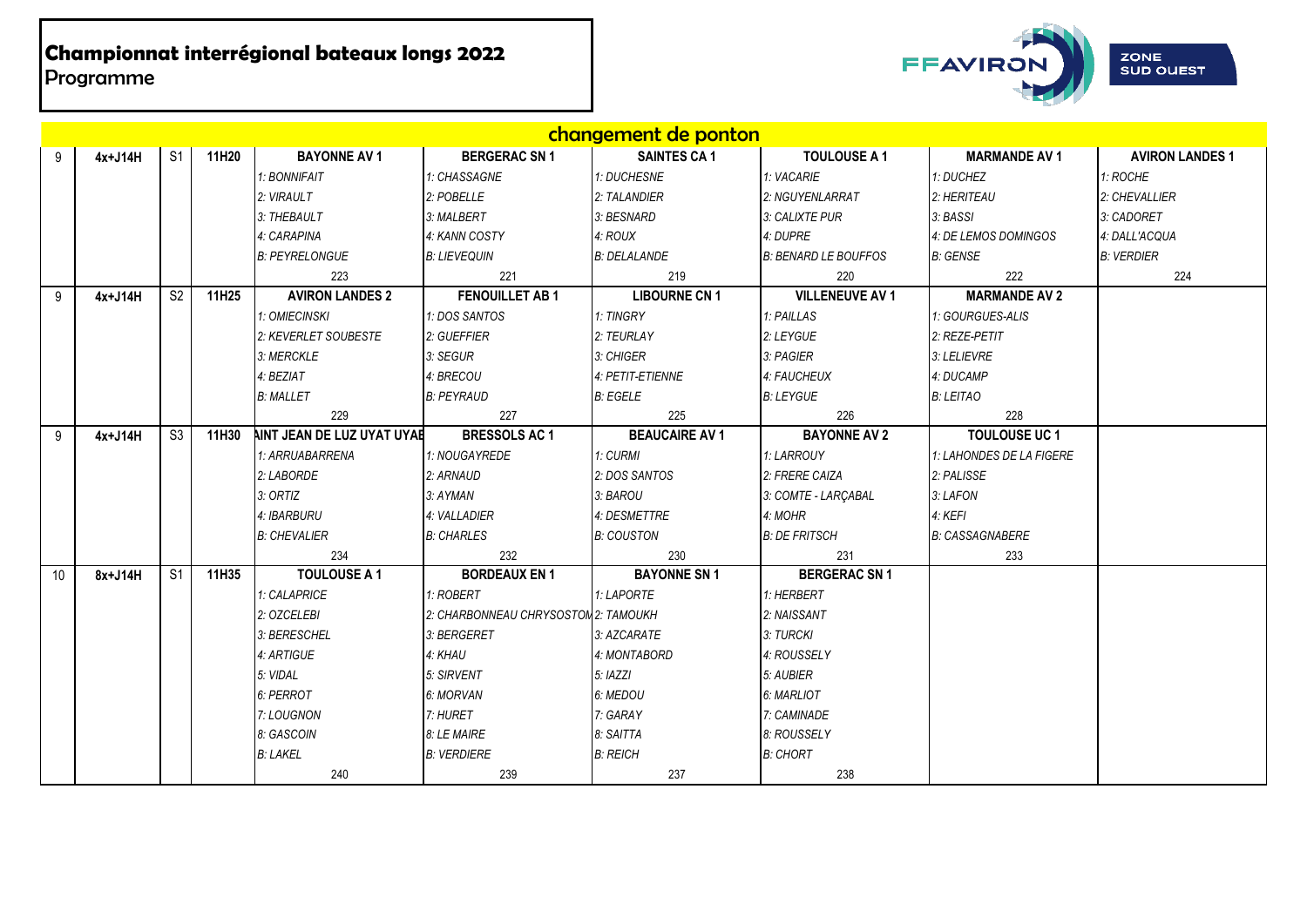# Championnat interrégional bateaux longs 2022
Programme

FFAVIRON ZONE SUD OUEST

changement de ponton

| | | | | | | | | | |
|---|---|---|---|---|---|---|---|---|---|
| 9 | 4x+J14H | S1 | 11H20 | **BAYONNE AV 1** | **BERGERAC SN 1** | **SAINTES CA 1** | **TOULOUSE A 1** | **MARMANDE AV 1** | **AVIRON LANDES 1** |
| | | | | *1: BONNIFAIT* | *1: CHASSAGNE* | *1: DUCHESNE* | *1: VACARIE* | *1: DUCHEZ* | *1: ROCHE* |
| | | | | *2: VIRAULT* | *2: POBELLE* | *2: TALANDIER* | *2: NGUYENLARRAT* | *2: HERITEAU* | *2: CHEVALLIER* |
| | | | | *3: THEBAULT* | *3: MALBERT* | *3: BESNARD* | *3: CALIXTE PUR* | *3: BASSI* | *3: CADORET* |
| | | | | *4: CARAPINA* | *4: KANN COSTY* | *4: ROUX* | *4: DUPRE* | *4: DE LEMOS DOMINGOS* | *4: DALL'ACQUA* |
| | | | | *B: PEYRELONGUE* | *B: LIEVEQUIN* | *B: DELALANDE* | *B: BENARD LE BOUFFOS* | *B: GENSE* | *B: VERDIER* |
| | | | | 223 | 221 | 219 | 220 | 222 | 224 |
| 9 | 4x+J14H | S2 | 11H25 | **AVIRON LANDES 2** | **FENOUILLET AB 1** | **LIBOURNE CN 1** | **VILLENEUVE AV 1** | **MARMANDE AV 2** | |
| | | | | *1: OMIECINSKI* | *1: DOS SANTOS* | *1: TINGRY* | *1: PAILLAS* | *1: GOURGUES-ALIS* | |
| | | | | *2: KEVERLET SOUBESTE* | *2: GUEFFIER* | *2: TEURLAY* | *2: LEYGUE* | *2: REZE-PETIT* | |
| | | | | *3: MERCKLE* | *3: SEGUR* | *3: CHIGER* | *3: PAGIER* | *3: LELIEVRE* | |
| | | | | *4: BEZIAT* | *4: BRECOU* | *4: PETIT-ETIENNE* | *4: FAUCHEUX* | *4: DUCAMP* | |
| | | | | *B: MALLET* | *B: PEYRAUD* | *B: EGELE* | *B: LEYGUE* | *B: LEITAO* | |
| | | | | 229 | 227 | 225 | 226 | 228 | |
| 9 | 4x+J14H | S3 | 11H30 | **AINT JEAN DE LUZ UYAT UYAE** | **BRESSOLS AC 1** | **BEAUCAIRE AV 1** | **BAYONNE AV 2** | **TOULOUSE UC 1** | |
| | | | | *1: ARRUABARRENA* | *1: NOUGAYREDE* | *1: CURMI* | *1: LARROUY* | *1: LAHONDES DE LA FIGERE* | |
| | | | | *2: LABORDE* | *2: ARNAUD* | *2: DOS SANTOS* | *2: FRERE CAIZA* | *2: PALISSE* | |
| | | | | *3: ORTIZ* | *3: AYMAN* | *3: BAROU* | *3: COMTE - LARÇABAL* | *3: LAFON* | |
| | | | | *4: IBARBURU* | *4: VALLADIER* | *4: DESMETTRE* | *4: MOHR* | *4: KEFI* | |
| | | | | *B: CHEVALIER* | *B: CHARLES* | *B: COUSTON* | *B: DE FRITSCH* | *B: CASSAGNABERE* | |
| | | | | 234 | 232 | 230 | 231 | 233 | |
| 10 | 8x+J14H | S1 | 11H35 | **TOULOUSE A 1** | **BORDEAUX EN 1** | **BAYONNE SN 1** | **BERGERAC SN 1** | | |
| | | | | *1: CALAPRICE* | *1: ROBERT* | *1: LAPORTE* | *1: HERBERT* | | |
| | | | | *2: OZCELEBI* | *2: CHARBONNEAU CHRYSOSTOM* | *2: TAMOUKH* | *2: NAISSANT* | | |
| | | | | *3: BERESCHEL* | *3: BERGERET* | *3: AZCARATE* | *3: TURCKI* | | |
| | | | | *4: ARTIGUE* | *4: KHAU* | *4: MONTABORD* | *4: ROUSSELY* | | |
| | | | | *5: VIDAL* | *5: SIRVENT* | *5: IAZZI* | *5: AUBIER* | | |
| | | | | *6: PERROT* | *6: MORVAN* | *6: MEDOU* | *6: MARLIOT* | | |
| | | | | *7: LOUGNON* | *7: HURET* | *7: GARAY* | *7: CAMINADE* | | |
| | | | | *8: GASCOIN* | *8: LE MAIRE* | *8: SAITTA* | *8: ROUSSELY* | | |
| | | | | *B: LAKEL* | *B: VERDIERE* | *B: REICH* | *B: CHORT* | | |
| | | | | 240 | 239 | 237 | 238 | | |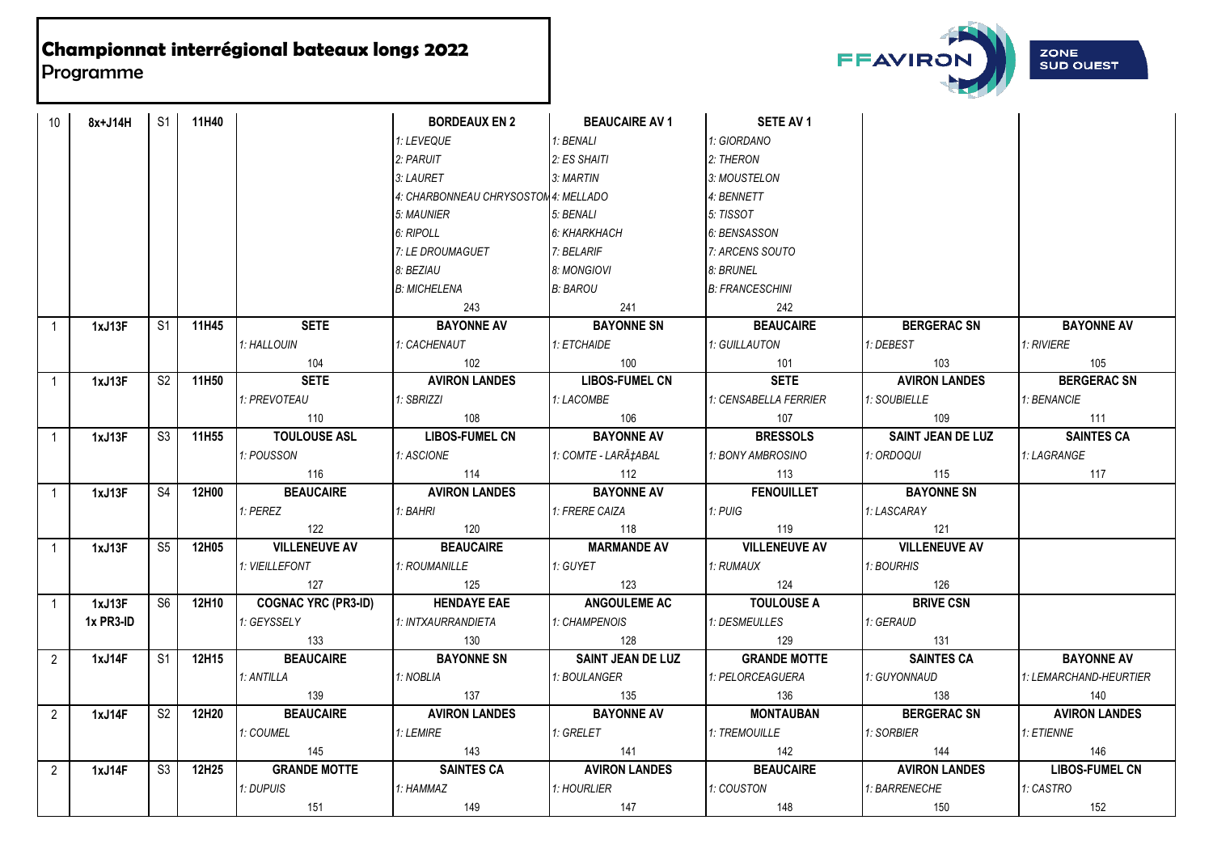# Championnat interrégional bateaux longs 2022
Programme

FFAVIRON ZONE SUD OUEST

| | | | | | | | | | |
|---|---|---|---|---|---|---|---|---|---|
| 10 | 8x+J14H | S1 | 11H40 | | BORDEAUX EN 2 | BEAUCAIRE AV 1 | SETE AV 1 | | |
| | | | | | *1: LEVEQUE* | *1: BENALI* | *1: GIORDANO* | | |
| | | | | | *2: PARUIT* | *2: ES SHAITI* | *2: THERON* | | |
| | | | | | *3: LAURET* | *3: MARTIN* | *3: MOUSTELON* | | |
| | | | | | *4: CHARBONNEAU CHRYSOSTOM* | *4: MELLADO* | *4: BENNETT* | | |
| | | | | | *5: MAUNIER* | *5: BENALI* | *5: TISSOT* | | |
| | | | | | *6: RIPOLL* | *6: KHARKHACH* | *6: BENSASSON* | | |
| | | | | | *7: LE DROUMAGUET* | *7: BELARIF* | *7: ARCENS SOUTO* | | |
| | | | | | *8: BEZIAU* | *8: MONGIOVI* | *8: BRUNEL* | | |
| | | | | | *B: MICHELENA* | *B: BAROU* | *B: FRANCESCHINI* | | |
| | | | | | 243 | 241 | 242 | | |
| 1 | 1xJ13F | S1 | 11H45 | SETE | BAYONNE AV | BAYONNE SN | BEAUCAIRE | BERGERAC SN | BAYONNE AV |
| | | | | *1: HALLOUIN* | *1: CACHENAUT* | *1: ETCHAIDE* | *1: GUILLAUTON* | *1: DEBEST* | *1: RIVIERE* |
| | | | | 104 | 102 | 100 | 101 | 103 | 105 |
| 1 | 1xJ13F | S2 | 11H50 | SETE | AVIRON LANDES | LIBOS-FUMEL CN | SETE | AVIRON LANDES | BERGERAC SN |
| | | | | *1: PREVOTEAU* | *1: SBRIZZI* | *1: LACOMBE* | *1: CENSABELLA FERRIER* | *1: SOUBIELLE* | *1: BENANCIE* |
| | | | | 110 | 108 | 106 | 107 | 109 | 111 |
| 1 | 1xJ13F | S3 | 11H55 | TOULOUSE ASL | LIBOS-FUMEL CN | BAYONNE AV | BRESSOLS | SAINT JEAN DE LUZ | SAINTES CA |
| | | | | *1: POUSSON* | *1: ASCIONE* | *1: COMTE - LARÃ‡ABAL* | *1: BONY AMBROSINO* | *1: ORDOQUI* | *1: LAGRANGE* |
| | | | | 116 | 114 | 112 | 113 | 115 | 117 |
| 1 | 1xJ13F | S4 | 12H00 | BEAUCAIRE | AVIRON LANDES | BAYONNE AV | FENOUILLET | BAYONNE SN | |
| | | | | *1: PEREZ* | *1: BAHRI* | *1: FRERE CAIZA* | *1: PUIG* | *1: LASCARAY* | |
| | | | | 122 | 120 | 118 | 119 | 121 | |
| 1 | 1xJ13F | S5 | 12H05 | VILLENEUVE AV | BEAUCAIRE | MARMANDE AV | VILLENEUVE AV | VILLENEUVE AV | |
| | | | | *1: VIEILLEFONT* | *1: ROUMANILLE* | *1: GUYET* | *1: RUMAUX* | *1: BOURHIS* | |
| | | | | 127 | 125 | 123 | 124 | 126 | |
| 1 | 1xJ13F<br>1x PR3-ID | S6 | 12H10 | COGNAC YRC (PR3-ID) | HENDAYE EAE | ANGOULEME AC | TOULOUSE A | BRIVE CSN | |
| | | | | *1: GEYSSELY* | *1: INTXAURRANDIETA* | *1: CHAMPENOIS* | *1: DESMEULLES* | *1: GERAUD* | |
| | | | | 133 | 130 | 128 | 129 | 131 | |
| 2 | 1xJ14F | S1 | 12H15 | BEAUCAIRE | BAYONNE SN | SAINT JEAN DE LUZ | GRANDE MOTTE | SAINTES CA | BAYONNE AV |
| | | | | *1: ANTILLA* | *1: NOBLIA* | *1: BOULANGER* | *1: PELORCEAGUERA* | *1: GUYONNAUD* | *1: LEMARCHAND-HEURTIER* |
| | | | | 139 | 137 | 135 | 136 | 138 | 140 |
| 2 | 1xJ14F | S2 | 12H20 | BEAUCAIRE | AVIRON LANDES | BAYONNE AV | MONTAUBAN | BERGERAC SN | AVIRON LANDES |
| | | | | *1: COUMEL* | *1: LEMIRE* | *1: GRELET* | *1: TREMOUILLE* | *1: SORBIER* | *1: ETIENNE* |
| | | | | 145 | 143 | 141 | 142 | 144 | 146 |
| 2 | 1xJ14F | S3 | 12H25 | GRANDE MOTTE | SAINTES CA | AVIRON LANDES | BEAUCAIRE | AVIRON LANDES | LIBOS-FUMEL CN |
| | | | | *1: DUPUIS* | *1: HAMMAZ* | *1: HOURLIER* | *1: COUSTON* | *1: BARRENECHE* | *1: CASTRO* |
| | | | | 151 | 149 | 147 | 148 | 150 | 152 |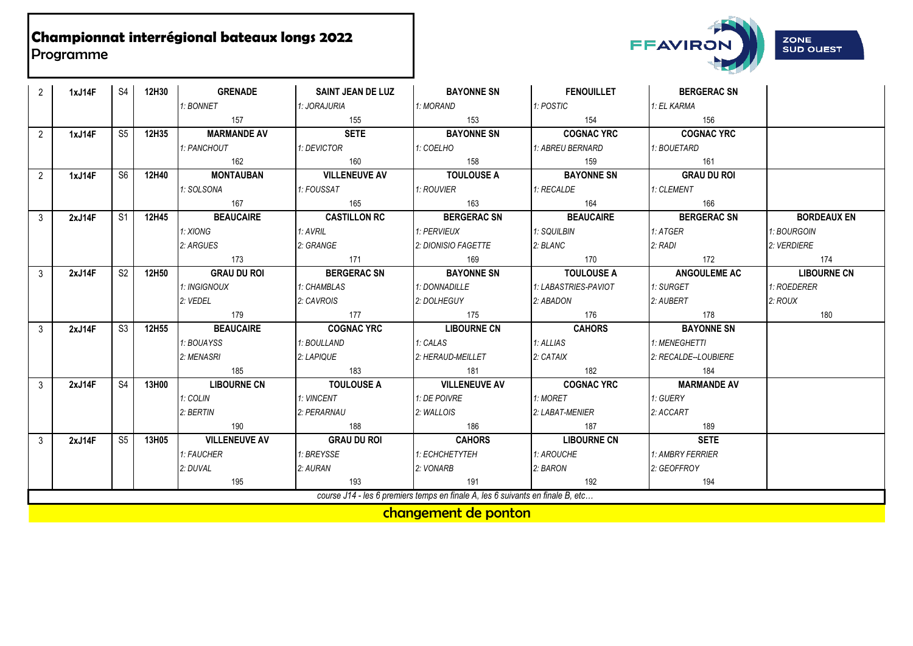# Championnat interrégional bateaux longs 2022
Programme

FFAVIRON ZONE SUD OUEST

| | | | | | | | | | |
|---|---|---|---|---|---|---|---|---|---|
| 2 | 1xJ14F | S4 | 12H30 | GRENADE | SAINT JEAN DE LUZ | BAYONNE SN | FENOUILLET | BERGERAC SN | |
| | | | | *1: BONNET* | *1: JORAJURIA* | *1: MORAND* | *1: POSTIC* | *1: EL KARMA* | |
| | | | | 157 | 155 | 153 | 154 | 156 | |
| 2 | 1xJ14F | S5 | 12H35 | MARMANDE AV | SETE | BAYONNE SN | COGNAC YRC | COGNAC YRC | |
| | | | | *1: PANCHOUT* | *1: DEVICTOR* | *1: COELHO* | *1: ABREU BERNARD* | *1: BOUETARD* | |
| | | | | 162 | 160 | 158 | 159 | 161 | |
| 2 | 1xJ14F | S6 | 12H40 | MONTAUBAN | VILLENEUVE AV | TOULOUSE A | BAYONNE SN | GRAU DU ROI | |
| | | | | *1: SOLSONA* | *1: FOUSSAT* | *1: ROUVIER* | *1: RECALDE* | *1: CLEMENT* | |
| | | | | 167 | 165 | 163 | 164 | 166 | |
| 3 | 2xJ14F | S1 | 12H45 | BEAUCAIRE | CASTILLON RC | BERGERAC SN | BEAUCAIRE | BERGERAC SN | BORDEAUX EN |
| | | | | *1: XIONG* | *1: AVRIL* | *1: PERVIEUX* | *1: SQUILBIN* | *1: ATGER* | *1: BOURGOIN* |
| | | | | *2: ARGUES* | *2: GRANGE* | *2: DIONISIO FAGETTE* | *2: BLANC* | *2: RADI* | *2: VERDIERE* |
| | | | | 173 | 171 | 169 | 170 | 172 | 174 |
| 3 | 2xJ14F | S2 | 12H50 | GRAU DU ROI | BERGERAC SN | BAYONNE SN | TOULOUSE A | ANGOULEME AC | LIBOURNE CN |
| | | | | *1: INGIGNOUX* | *1: CHAMBLAS* | *1: DONNADILLE* | *1: LABASTRIES-PAVIOT* | *1: SURGET* | *1: ROEDERER* |
| | | | | *2: VEDEL* | *2: CAVROIS* | *2: DOLHEGUY* | *2: ABADON* | *2: AUBERT* | *2: ROUX* |
| | | | | 179 | 177 | 175 | 176 | 178 | 180 |
| 3 | 2xJ14F | S3 | 12H55 | BEAUCAIRE | COGNAC YRC | LIBOURNE CN | CAHORS | BAYONNE SN | |
| | | | | *1: BOUAYSS* | *1: BOULLAND* | *1: CALAS* | *1: ALLIAS* | *1: MENEGHETTI* | |
| | | | | *2: MENASRI* | *2: LAPIQUE* | *2: HERAUD-MEILLET* | *2: CATAIX* | *2: RECALDE--LOUBIERE* | |
| | | | | 185 | 183 | 181 | 182 | 184 | |
| 3 | 2xJ14F | S4 | 13H00 | LIBOURNE CN | TOULOUSE A | VILLENEUVE AV | COGNAC YRC | MARMANDE AV | |
| | | | | *1: COLIN* | *1: VINCENT* | *1: DE POIVRE* | *1: MORET* | *1: GUERY* | |
| | | | | *2: BERTIN* | *2: PERARNAU* | *2: WALLOIS* | *2: LABAT-MENIER* | *2: ACCART* | |
| | | | | 190 | 188 | 186 | 187 | 189 | |
| 3 | 2xJ14F | S5 | 13H05 | VILLENEUVE AV | GRAU DU ROI | CAHORS | LIBOURNE CN | SETE | |
| | | | | *1: FAUCHER* | *1: BREYSSE* | *1: ECHCHETYTEH* | *1: AROUCHE* | *1: AMBRY FERRIER* | |
| | | | | *2: DUVAL* | *2: AURAN* | *2: VONARB* | *2: BARON* | *2: GEOFFROY* | |
| | | | | 195 | 193 | 191 | 192 | 194 | |

*course J14 - les 6 premiers temps en finale A, les 6 suivants en finale B, etc…*

**changement de ponton**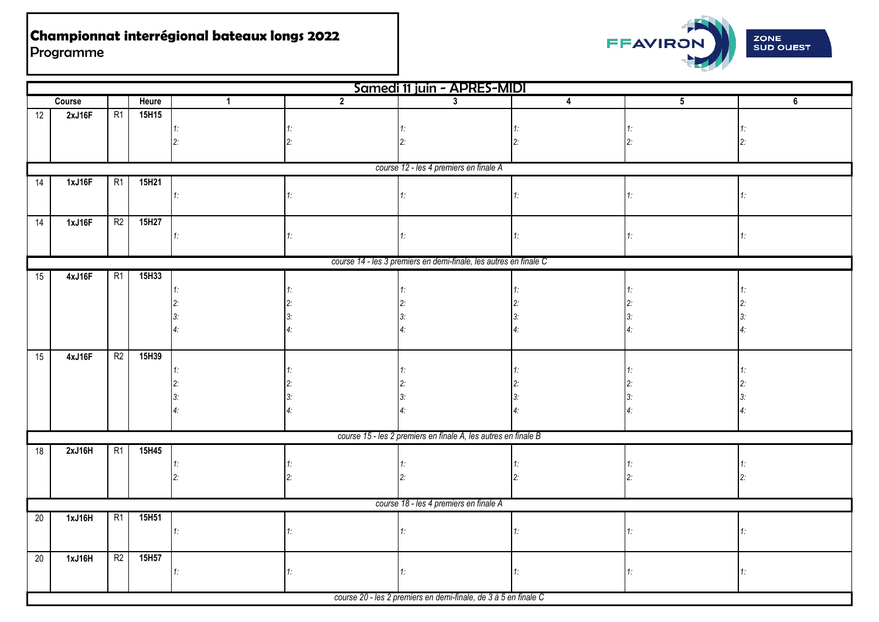# Championnat interrégional bateaux longs 2022

Programme

ZONE SUD OUEST

## Samedi 11 juin - APRES-MIDI

| | Course | | Heure | 1 | 2 | 3 | 4 | 5 | 6 |
|---|---|---|---|---|---|---|---|---|---|
| 12 | 2xJ16F | R1 | 15H15 | *1:*<br>*2:* | *1:*<br>*2:* | *1:*<br>*2:* | *1:*<br>*2:* | *1:*<br>*2:* | *1:*<br>*2:* |
| *course 12 - les 4 premiers en finale A* | | | | | | | | | |
| 14 | 1xJ16F | R1 | 15H21 | *1:* | *1:* | *1:* | *1:* | *1:* | *1:* |
| 14 | 1xJ16F | R2 | 15H27 | *1:* | *1:* | *1:* | *1:* | *1:* | *1:* |
| *course 14 - les 3 premiers en demi-finale, les autres en finale C* | | | | | | | | | |
| 15 | 4xJ16F | R1 | 15H33 | *1:*<br>*2:*<br>*3:*<br>*4:* | *1:*<br>*2:*<br>*3:*<br>*4:* | *1:*<br>*2:*<br>*3:*<br>*4:* | *1:*<br>*2:*<br>*3:*<br>*4:* | *1:*<br>*2:*<br>*3:*<br>*4:* | *1:*<br>*2:*<br>*3:*<br>*4:* |
| 15 | 4xJ16F | R2 | 15H39 | *1:*<br>*2:*<br>*3:*<br>*4:* | *1:*<br>*2:*<br>*3:*<br>*4:* | *1:*<br>*2:*<br>*3:*<br>*4:* | *1:*<br>*2:*<br>*3:*<br>*4:* | *1:*<br>*2:*<br>*3:*<br>*4:* | *1:*<br>*2:*<br>*3:*<br>*4:* |
| *course 15 - les 2 premiers en finale A, les autres en finale B* | | | | | | | | | |
| 18 | 2xJ16H | R1 | 15H45 | *1:*<br>*2:* | *1:*<br>*2:* | *1:*<br>*2:* | *1:*<br>*2:* | *1:*<br>*2:* | *1:*<br>*2:* |
| *course 18 - les 4 premiers en finale A* | | | | | | | | | |
| 20 | 1xJ16H | R1 | 15H51 | *1:* | *1:* | *1:* | *1:* | *1:* | *1:* |
| 20 | 1xJ16H | R2 | 15H57 | *1:* | *1:* | *1:* | *1:* | *1:* | *1:* |
| *course 20 - les 2 premiers en demi-finale, de 3 à 5 en finale C* | | | | | | | | | |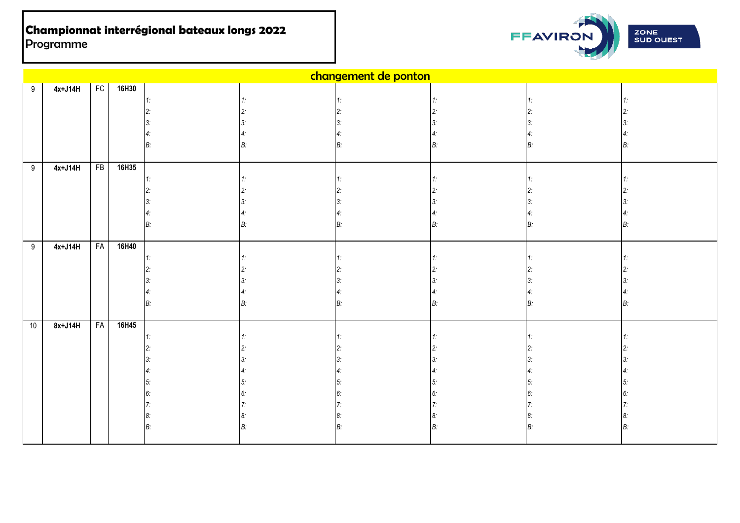**Championnat interrégional bateaux longs 2022**
Programme

FFAVIRON ZONE SUD OUEST

**changement de ponton**

| | | | | | | | | | |
|---|---|---|---|---|---|---|---|---|---|
| 9 | 4x+J14H | FC | 16H30 | 1:<br>2:<br>3:<br>4:<br>B: | 1:<br>2:<br>3:<br>4:<br>B: | 1:<br>2:<br>3:<br>4:<br>B: | 1:<br>2:<br>3:<br>4:<br>B: | 1:<br>2:<br>3:<br>4:<br>B: | 1:<br>2:<br>3:<br>4:<br>B: |
| 9 | 4x+J14H | FB | 16H35 | 1:<br>2:<br>3:<br>4:<br>B: | 1:<br>2:<br>3:<br>4:<br>B: | 1:<br>2:<br>3:<br>4:<br>B: | 1:<br>2:<br>3:<br>4:<br>B: | 1:<br>2:<br>3:<br>4:<br>B: | 1:<br>2:<br>3:<br>4:<br>B: |
| 9 | 4x+J14H | FA | 16H40 | 1:<br>2:<br>3:<br>4:<br>B: | 1:<br>2:<br>3:<br>4:<br>B: | 1:<br>2:<br>3:<br>4:<br>B: | 1:<br>2:<br>3:<br>4:<br>B: | 1:<br>2:<br>3:<br>4:<br>B: | 1:<br>2:<br>3:<br>4:<br>B: |
| 10 | 8x+J14H | FA | 16H45 | 1:<br>2:<br>3:<br>4:<br>5:<br>6:<br>7:<br>8:<br>B: | 1:<br>2:<br>3:<br>4:<br>5:<br>6:<br>7:<br>8:<br>B: | 1:<br>2:<br>3:<br>4:<br>5:<br>6:<br>7:<br>8:<br>B: | 1:<br>2:<br>3:<br>4:<br>5:<br>6:<br>7:<br>8:<br>B: | 1:<br>2:<br>3:<br>4:<br>5:<br>6:<br>7:<br>8:<br>B: | 1:<br>2:<br>3:<br>4:<br>5:<br>6:<br>7:<br>8:<br>B: |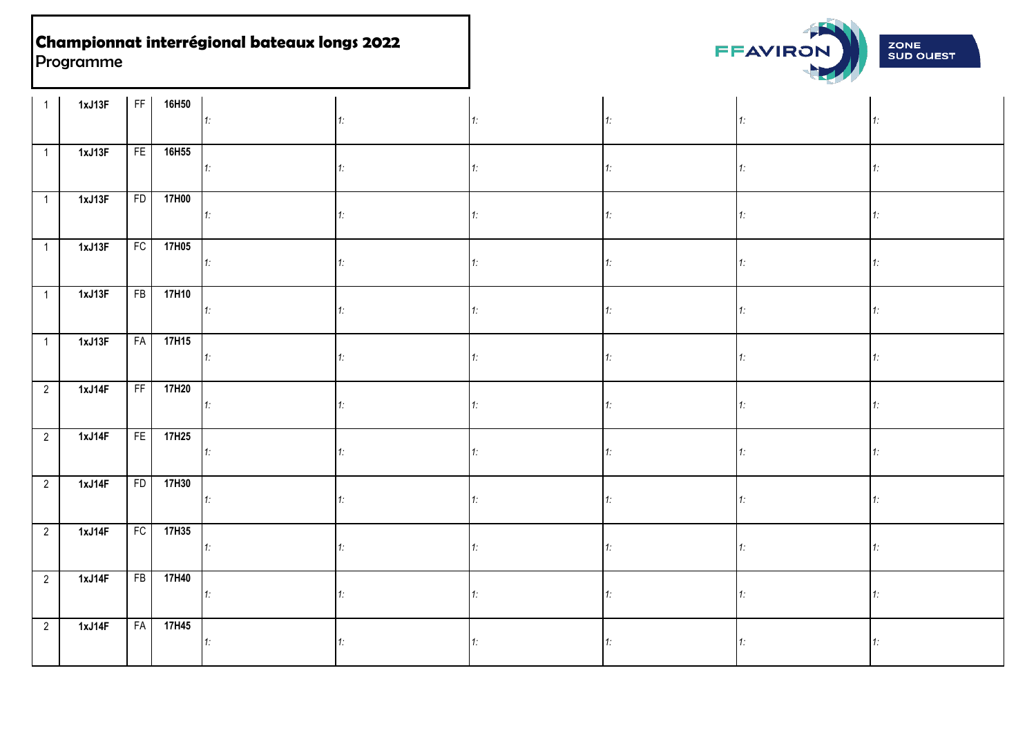**Championnat interrégional bateaux longs 2022**
Programme

FFAVIRON ZONE SUD OUEST

| | | | | | | | | | |
|---|---|---|---|---|---|---|---|---|---|
| 1 | 1xJ13F | FF | 16H50 | 1: | 1: | 1: | 1: | 1: | 1: |
| 1 | 1xJ13F | FE | 16H55 | 1: | 1: | 1: | 1: | 1: | 1: |
| 1 | 1xJ13F | FD | 17H00 | 1: | 1: | 1: | 1: | 1: | 1: |
| 1 | 1xJ13F | FC | 17H05 | 1: | 1: | 1: | 1: | 1: | 1: |
| 1 | 1xJ13F | FB | 17H10 | 1: | 1: | 1: | 1: | 1: | 1: |
| 1 | 1xJ13F | FA | 17H15 | 1: | 1: | 1: | 1: | 1: | 1: |
| 2 | 1xJ14F | FF | 17H20 | 1: | 1: | 1: | 1: | 1: | 1: |
| 2 | 1xJ14F | FE | 17H25 | 1: | 1: | 1: | 1: | 1: | 1: |
| 2 | 1xJ14F | FD | 17H30 | 1: | 1: | 1: | 1: | 1: | 1: |
| 2 | 1xJ14F | FC | 17H35 | 1: | 1: | 1: | 1: | 1: | 1: |
| 2 | 1xJ14F | FB | 17H40 | 1: | 1: | 1: | 1: | 1: | 1: |
| 2 | 1xJ14F | FA | 17H45 | 1: | 1: | 1: | 1: | 1: | 1: |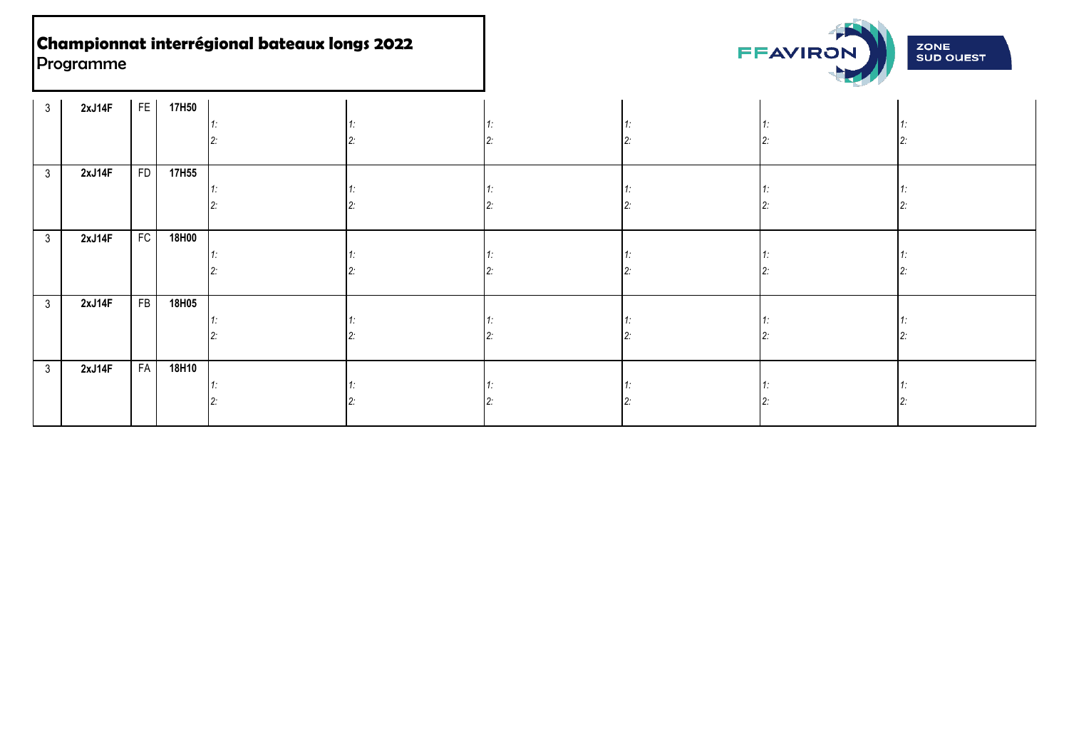**Championnat interrégional bateaux longs 2022**
Programme

| | | | | | | | | | |
|---|---|---|---|---|---|---|---|---|---|
| 3 | **2xJ14F** | FE | **17H50** | *1:* *2:* | *1:* *2:* | *1:* *2:* | *1:* *2:* | *1:* *2:* | *1:* *2:* |
| 3 | **2xJ14F** | FD | **17H55** | *1:* *2:* | *1:* *2:* | *1:* *2:* | *1:* *2:* | *1:* *2:* | *1:* *2:* |
| 3 | **2xJ14F** | FC | **18H00** | *1:* *2:* | *1:* *2:* | *1:* *2:* | *1:* *2:* | *1:* *2:* | *1:* *2:* |
| 3 | **2xJ14F** | FB | **18H05** | *1:* *2:* | *1:* *2:* | *1:* *2:* | *1:* *2:* | *1:* *2:* | *1:* *2:* |
| 3 | **2xJ14F** | FA | **18H10** | *1:* *2:* | *1:* *2:* | *1:* *2:* | *1:* *2:* | *1:* *2:* | *1:* *2:* |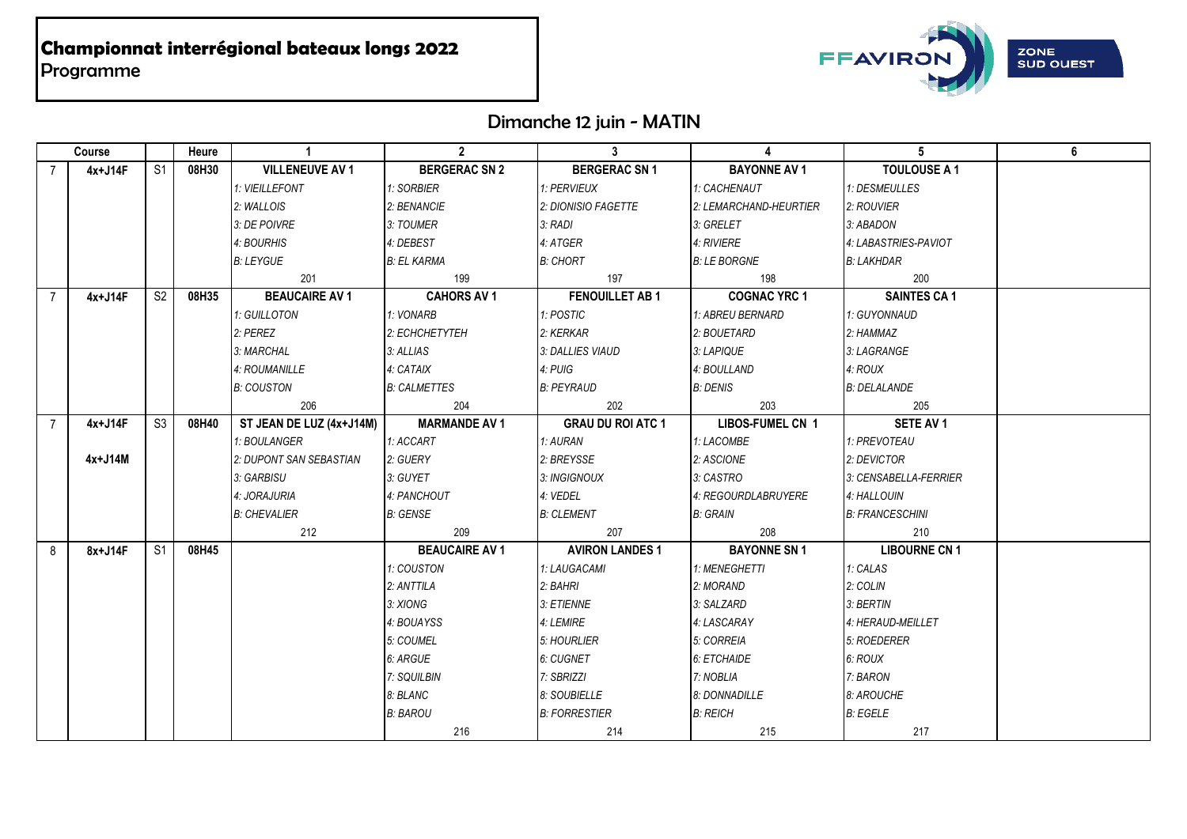# Championnat interrégional bateaux longs 2022
Programme

## Dimanche 12 juin - MATIN

| Course | | | Heure | 1 | 2 | 3 | 4 | 5 | 6 |
|---|---|---|---|---|---|---|---|---|---|
| 7 | 4x+J14F | S1 | 08H30 | **VILLENEUVE AV 1** | **BERGERAC SN 2** | **BERGERAC SN 1** | **BAYONNE AV 1** | **TOULOUSE A 1** | |
| | | | | *1: VIEILLEFONT* | *1: SORBIER* | *1: PERVIEUX* | *1: CACHENAUT* | *1: DESMEULLES* | |
| | | | | *2: WALLOIS* | *2: BENANCIE* | *2: DIONISIO FAGETTE* | *2: LEMARCHAND-HEURTIER* | *2: ROUVIER* | |
| | | | | *3: DE POIVRE* | *3: TOUMER* | *3: RADI* | *3: GRELET* | *3: ABADON* | |
| | | | | *4: BOURHIS* | *4: DEBEST* | *4: ATGER* | *4: RIVIERE* | *4: LABASTRIES-PAVIOT* | |
| | | | | *B: LEYGUE* | *B: EL KARMA* | *B: CHORT* | *B: LE BORGNE* | *B: LAKHDAR* | |
| | | | | 201 | 199 | 197 | 198 | 200 | |
| 7 | 4x+J14F | S2 | 08H35 | **BEAUCAIRE AV 1** | **CAHORS AV 1** | **FENOUILLET AB 1** | **COGNAC YRC 1** | **SAINTES CA 1** | |
| | | | | *1: GUILLOTON* | *1: VONARB* | *1: POSTIC* | *1: ABREU BERNARD* | *1: GUYONNAUD* | |
| | | | | *2: PEREZ* | *2: ECHCHETYTEH* | *2: KERKAR* | *2: BOUETARD* | *2: HAMMAZ* | |
| | | | | *3: MARCHAL* | *3: ALLIAS* | *3: DALLIES VIAUD* | *3: LAPIQUE* | *3: LAGRANGE* | |
| | | | | *4: ROUMANILLE* | *4: CATAIX* | *4: PUIG* | *4: BOULLAND* | *4: ROUX* | |
| | | | | *B: COUSTON* | *B: CALMETTES* | *B: PEYRAUD* | *B: DENIS* | *B: DELALANDE* | |
| | | | | 206 | 204 | 202 | 203 | 205 | |
| 7 | 4x+J14F | S3 | 08H40 | **ST JEAN DE LUZ (4x+J14M)** | **MARMANDE AV 1** | **GRAU DU ROI ATC 1** | **LIBOS-FUMEL CN 1** | **SETE AV 1** | |
| | | | | *1: BOULANGER* | *1: ACCART* | *1: AURAN* | *1: LACOMBE* | *1: PREVOTEAU* | |
| | 4x+J14M | | | *2: DUPONT SAN SEBASTIAN* | *2: GUERY* | *2: BREYSSE* | *2: ASCIONE* | *2: DEVICTOR* | |
| | | | | *3: GARBISU* | *3: GUYET* | *3: INGIGNOUX* | *3: CASTRO* | *3: CENSABELLA-FERRIER* | |
| | | | | *4: JORAJURIA* | *4: PANCHOUT* | *4: VEDEL* | *4: REGOURDLABRUYERE* | *4: HALLOUIN* | |
| | | | | *B: CHEVALIER* | *B: GENSE* | *B: CLEMENT* | *B: GRAIN* | *B: FRANCESCHINI* | |
| | | | | 212 | 209 | 207 | 208 | 210 | |
| 8 | 8x+J14F | S1 | 08H45 | | **BEAUCAIRE AV 1** | **AVIRON LANDES 1** | **BAYONNE SN 1** | **LIBOURNE CN 1** | |
| | | | | | *1: COUSTON* | *1: LAUGACAMI* | *1: MENEGHETTI* | *1: CALAS* | |
| | | | | | *2: ANTTILA* | *2: BAHRI* | *2: MORAND* | *2: COLIN* | |
| | | | | | *3: XIONG* | *3: ETIENNE* | *3: SALZARD* | *3: BERTIN* | |
| | | | | | *4: BOUAYSS* | *4: LEMIRE* | *4: LASCARAY* | *4: HERAUD-MEILLET* | |
| | | | | | *5: COUMEL* | *5: HOURLIER* | *5: CORREIA* | *5: ROEDERER* | |
| | | | | | *6: ARGUE* | *6: CUGNET* | *6: ETCHAIDE* | *6: ROUX* | |
| | | | | | *7: SQUILBIN* | *7: SBRIZZI* | *7: NOBLIA* | *7: BARON* | |
| | | | | | *8: BLANC* | *8: SOUBIELLE* | *8: DONNADILLE* | *8: AROUCHE* | |
| | | | | | *B: BAROU* | *B: FORRESTIER* | *B: REICH* | *B: EGELE* | |
| | | | | | 216 | 214 | 215 | 217 | |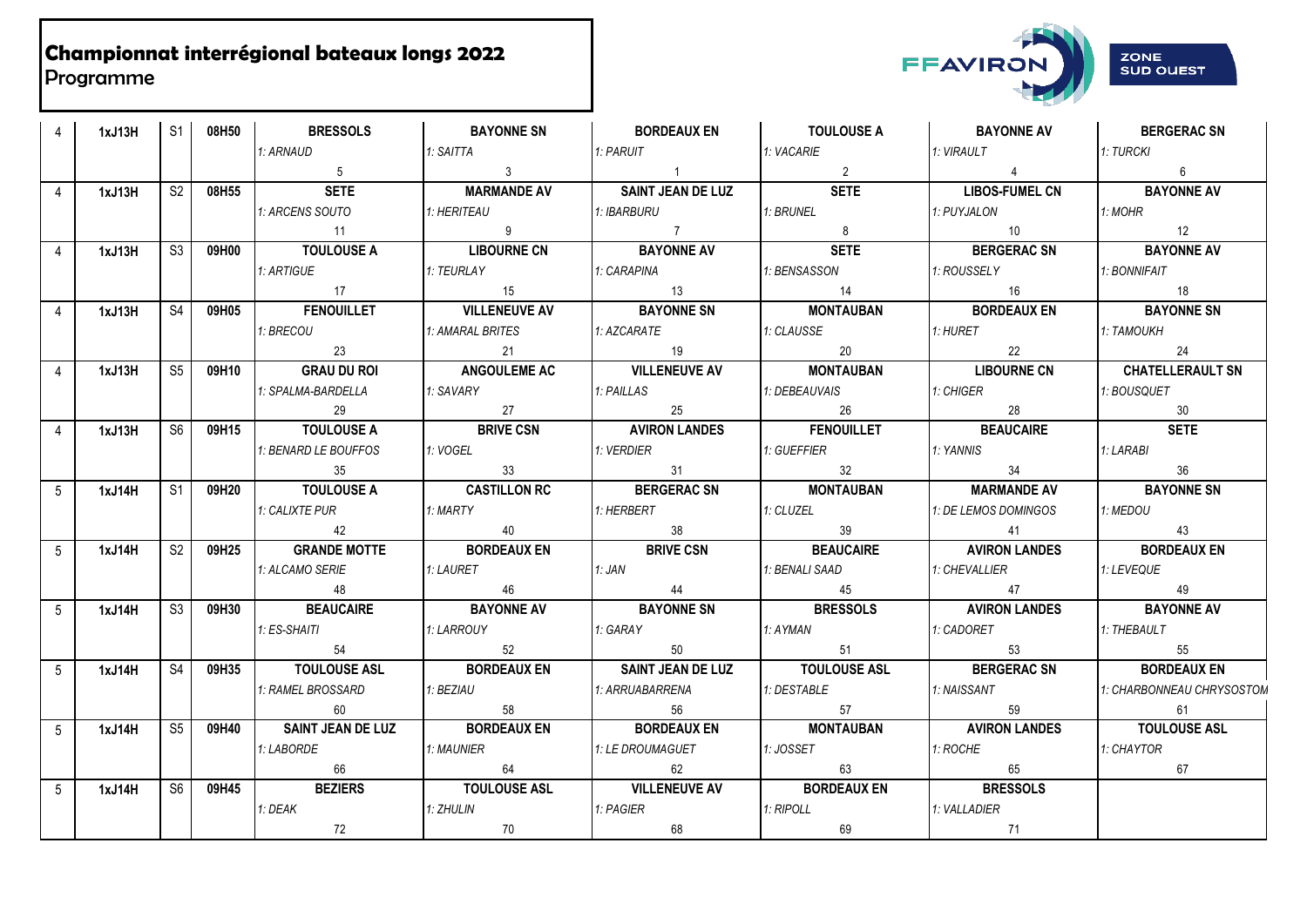# Championnat interrégional bateaux longs 2022
Programme

FFAVIRON ZONE SUD OUEST

| | | | | | | | | | |
|---|---|---|---|---|---|---|---|---|---|
| 4 | 1xJ13H | S1 | 08H50 | BRESSOLS | BAYONNE SN | BORDEAUX EN | TOULOUSE A | BAYONNE AV | BERGERAC SN |
| | | | | *1: ARNAUD* | *1: SAITTA* | *1: PARUIT* | *1: VACARIE* | *1: VIRAULT* | *1: TURCKI* |
| | | | | 5 | 3 | 1 | 2 | 4 | 6 |
| 4 | 1xJ13H | S2 | 08H55 | SETE | MARMANDE AV | SAINT JEAN DE LUZ | SETE | LIBOS-FUMEL CN | BAYONNE AV |
| | | | | *1: ARCENS SOUTO* | *1: HERITEAU* | *1: IBARBURU* | *1: BRUNEL* | *1: PUYJALON* | *1: MOHR* |
| | | | | 11 | 9 | 7 | 8 | 10 | 12 |
| 4 | 1xJ13H | S3 | 09H00 | TOULOUSE A | LIBOURNE CN | BAYONNE AV | SETE | BERGERAC SN | BAYONNE AV |
| | | | | *1: ARTIGUE* | *1: TEURLAY* | *1: CARAPINA* | *1: BENSASSON* | *1: ROUSSELY* | *1: BONNIFAIT* |
| | | | | 17 | 15 | 13 | 14 | 16 | 18 |
| 4 | 1xJ13H | S4 | 09H05 | FENOUILLET | VILLENEUVE AV | BAYONNE SN | MONTAUBAN | BORDEAUX EN | BAYONNE SN |
| | | | | *1: BRECOU* | *1: AMARAL BRITES* | *1: AZCARATE* | *1: CLAUSSE* | *1: HURET* | *1: TAMOUKH* |
| | | | | 23 | 21 | 19 | 20 | 22 | 24 |
| 4 | 1xJ13H | S5 | 09H10 | GRAU DU ROI | ANGOULEME AC | VILLENEUVE AV | MONTAUBAN | LIBOURNE CN | CHATELLERAULT SN |
| | | | | *1: SPALMA-BARDELLA* | *1: SAVARY* | *1: PAILLAS* | *1: DEBEAUVAIS* | *1: CHIGER* | *1: BOUSQUET* |
| | | | | 29 | 27 | 25 | 26 | 28 | 30 |
| 4 | 1xJ13H | S6 | 09H15 | TOULOUSE A | BRIVE CSN | AVIRON LANDES | FENOUILLET | BEAUCAIRE | SETE |
| | | | | *1: BENARD LE BOUFFOS* | *1: VOGEL* | *1: VERDIER* | *1: GUEFFIER* | *1: YANNIS* | *1: LARABI* |
| | | | | 35 | 33 | 31 | 32 | 34 | 36 |
| 5 | 1xJ14H | S1 | 09H20 | TOULOUSE A | CASTILLON RC | BERGERAC SN | MONTAUBAN | MARMANDE AV | BAYONNE SN |
| | | | | *1: CALIXTE PUR* | *1: MARTY* | *1: HERBERT* | *1: CLUZEL* | *1: DE LEMOS DOMINGOS* | *1: MEDOU* |
| | | | | 42 | 40 | 38 | 39 | 41 | 43 |
| 5 | 1xJ14H | S2 | 09H25 | GRANDE MOTTE | BORDEAUX EN | BRIVE CSN | BEAUCAIRE | AVIRON LANDES | BORDEAUX EN |
| | | | | *1: ALCAMO SERIE* | *1: LAURET* | *1: JAN* | *1: BENALI SAAD* | *1: CHEVALLIER* | *1: LEVEQUE* |
| | | | | 48 | 46 | 44 | 45 | 47 | 49 |
| 5 | 1xJ14H | S3 | 09H30 | BEAUCAIRE | BAYONNE AV | BAYONNE SN | BRESSOLS | AVIRON LANDES | BAYONNE AV |
| | | | | *1: ES-SHAITI* | *1: LARROUY* | *1: GARAY* | *1: AYMAN* | *1: CADORET* | *1: THEBAULT* |
| | | | | 54 | 52 | 50 | 51 | 53 | 55 |
| 5 | 1xJ14H | S4 | 09H35 | TOULOUSE ASL | BORDEAUX EN | SAINT JEAN DE LUZ | TOULOUSE ASL | BERGERAC SN | BORDEAUX EN |
| | | | | *1: RAMEL BROSSARD* | *1: BEZIAU* | *1: ARRUABARRENA* | *1: DESTABLE* | *1: NAISSANT* | *1: CHARBONNEAU CHRYSOSTOM* |
| | | | | 60 | 58 | 56 | 57 | 59 | 61 |
| 5 | 1xJ14H | S5 | 09H40 | SAINT JEAN DE LUZ | BORDEAUX EN | BORDEAUX EN | MONTAUBAN | AVIRON LANDES | TOULOUSE ASL |
| | | | | *1: LABORDE* | *1: MAUNIER* | *1: LE DROUMAGUET* | *1: JOSSET* | *1: ROCHE* | *1: CHAYTOR* |
| | | | | 66 | 64 | 62 | 63 | 65 | 67 |
| 5 | 1xJ14H | S6 | 09H45 | BEZIERS | TOULOUSE ASL | VILLENEUVE AV | BORDEAUX EN | BRESSOLS | |
| | | | | *1: DEAK* | *1: ZHULIN* | *1: PAGIER* | *1: RIPOLL* | *1: VALLADIER* | |
| | | | | 72 | 70 | 68 | 69 | 71 | |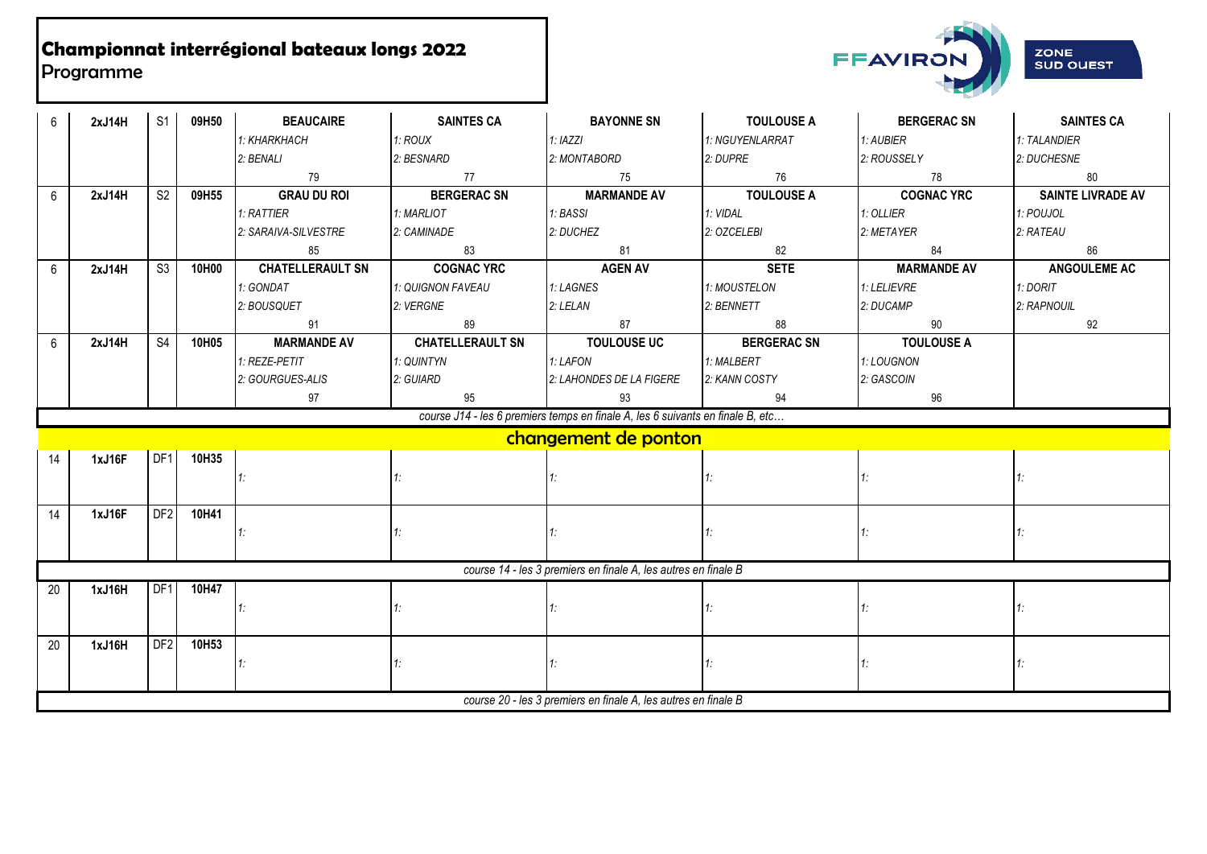# Championnat interrégional bateaux longs 2022

Programme

| | | | | | | | | | |
|---|---|---|---|---|---|---|---|---|---|
| 6 | **2xJ14H** | S1 | **09H50** | **BEAUCAIRE** | **SAINTES CA** | **BAYONNE SN** | **TOULOUSE A** | **BERGERAC SN** | **SAINTES CA** |
| | | | | *1: KHARKHACH* | *1: ROUX* | *1: IAZZI* | *1: NGUYENLARRAT* | *1: AUBIER* | *1: TALANDIER* |
| | | | | *2: BENALI* | *2: BESNARD* | *2: MONTABORD* | *2: DUPRE* | *2: ROUSSELY* | *2: DUCHESNE* |
| | | | | 79 | 77 | 75 | 76 | 78 | 80 |
| 6 | **2xJ14H** | S2 | **09H55** | **GRAU DU ROI** | **BERGERAC SN** | **MARMANDE AV** | **TOULOUSE A** | **COGNAC YRC** | **SAINTE LIVRADE AV** |
| | | | | *1: RATTIER* | *1: MARLIOT* | *1: BASSI* | *1: VIDAL* | *1: OLLIER* | *1: POUJOL* |
| | | | | *2: SARAIVA-SILVESTRE* | *2: CAMINADE* | *2: DUCHEZ* | *2: OZCELEBI* | *2: METAYER* | *2: RATEAU* |
| | | | | 85 | 83 | 81 | 82 | 84 | 86 |
| 6 | **2xJ14H** | S3 | **10H00** | **CHATELLERAULT SN** | **COGNAC YRC** | **AGEN AV** | **SETE** | **MARMANDE AV** | **ANGOULEME AC** |
| | | | | *1: GONDAT* | *1: QUIGNON FAVEAU* | *1: LAGNES* | *1: MOUSTELON* | *1: LELIEVRE* | *1: DORIT* |
| | | | | *2: BOUSQUET* | *2: VERGNE* | *2: LELAN* | *2: BENNETT* | *2: DUCAMP* | *2: RAPNOUIL* |
| | | | | 91 | 89 | 87 | 88 | 90 | 92 |
| 6 | **2xJ14H** | S4 | **10H05** | **MARMANDE AV** | **CHATELLERAULT SN** | **TOULOUSE UC** | **BERGERAC SN** | **TOULOUSE A** | |
| | | | | *1: REZE-PETIT* | *1: QUINTYN* | *1: LAFON* | *1: MALBERT* | *1: LOUGNON* | |
| | | | | *2: GOURGUES-ALIS* | *2: GUIARD* | *2: LAHONDES DE LA FIGERE* | *2: KANN COSTY* | *2: GASCOIN* | |
| | | | | 97 | 95 | 93 | 94 | 96 | |
| *course J14 - les 6 premiers temps en finale A, les 6 suivants en finale B, etc…* | | | | | | | | | |
| **changement de ponton** | | | | | | | | | |
| 14 | **1xJ16F** | DF1 | **10H35** | *1:* | *1:* | *1:* | *1:* | *1:* | *1:* |
| 14 | **1xJ16F** | DF2 | **10H41** | *1:* | *1:* | *1:* | *1:* | *1:* | *1:* |
| *course 14 - les 3 premiers en finale A, les autres en finale B* | | | | | | | | | |
| 20 | **1xJ16H** | DF1 | **10H47** | *1:* | *1:* | *1:* | *1:* | *1:* | *1:* |
| 20 | **1xJ16H** | DF2 | **10H53** | *1:* | *1:* | *1:* | *1:* | *1:* | *1:* |
| *course 20 - les 3 premiers en finale A, les autres en finale B* | | | | | | | | | |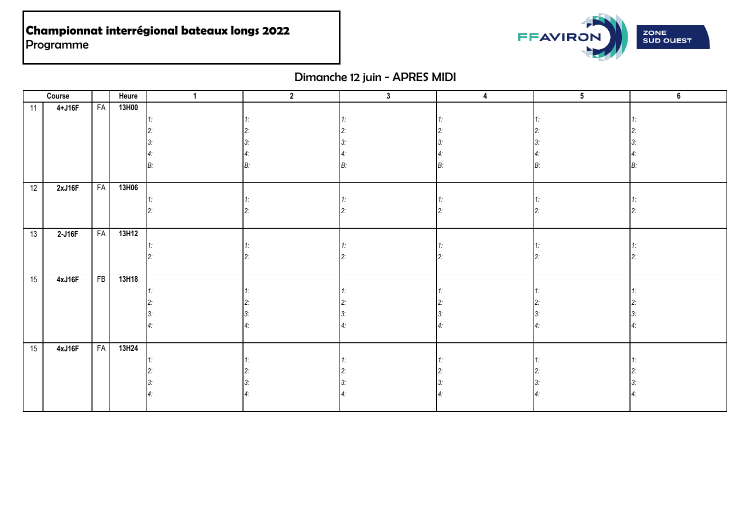**Championnat interrégional bateaux longs 2022**
Programme

FFAVIRON ZONE SUD OUEST

## Dimanche 12 juin - APRES MIDI

| Course | | | Heure | 1 | 2 | 3 | 4 | 5 | 6 |
|---|---|---|---|---|---|---|---|---|---|
| 11 | 4+J16F | FA | 13H00 | 1:<br>2:<br>3:<br>4:<br>B: | 1:<br>2:<br>3:<br>4:<br>B: | 1:<br>2:<br>3:<br>4:<br>B: | 1:<br>2:<br>3:<br>4:<br>B: | 1:<br>2:<br>3:<br>4:<br>B: | 1:<br>2:<br>3:<br>4:<br>B: |
| 12 | 2xJ16F | FA | 13H06 | 1:<br>2: | 1:<br>2: | 1:<br>2: | 1:<br>2: | 1:<br>2: | 1:<br>2: |
| 13 | 2-J16F | FA | 13H12 | 1:<br>2: | 1:<br>2: | 1:<br>2: | 1:<br>2: | 1:<br>2: | 1:<br>2: |
| 15 | 4xJ16F | FB | 13H18 | 1:<br>2:<br>3:<br>4: | 1:<br>2:<br>3:<br>4: | 1:<br>2:<br>3:<br>4: | 1:<br>2:<br>3:<br>4: | 1:<br>2:<br>3:<br>4: | 1:<br>2:<br>3:<br>4: |
| 15 | 4xJ16F | FA | 13H24 | 1:<br>2:<br>3:<br>4: | 1:<br>2:<br>3:<br>4: | 1:<br>2:<br>3:<br>4: | 1:<br>2:<br>3:<br>4: | 1:<br>2:<br>3:<br>4: | 1:<br>2:<br>3:<br>4: |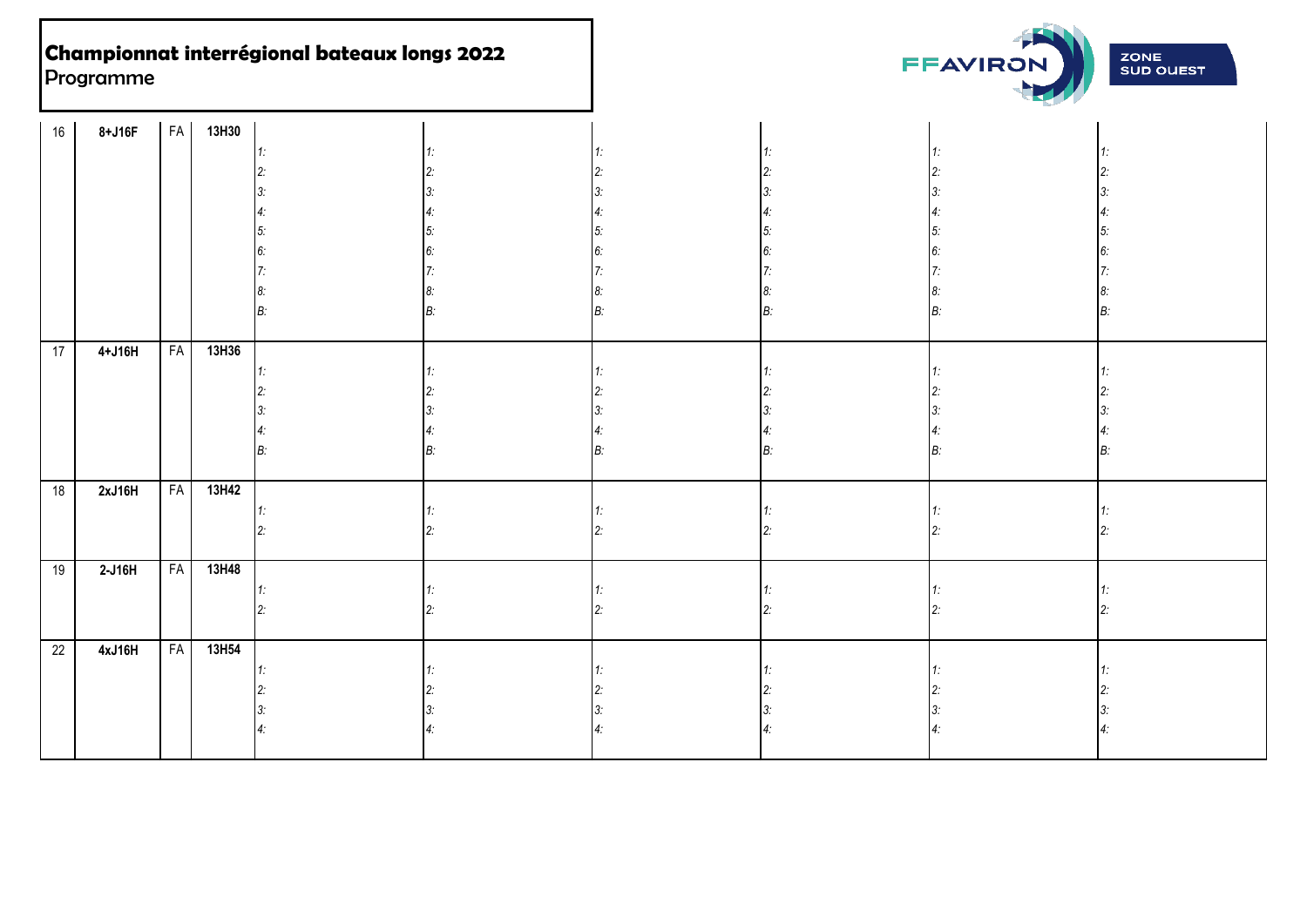**Championnat interrégional bateaux longs 2022**
Programme

| | | | | | | | | | |
|---|---|---|---|---|---|---|---|---|---|
| 16 | 8+J16F | FA | 13H30 | 1:<br>2:<br>3:<br>4:<br>5:<br>6:<br>7:<br>8:<br>B: | 1:<br>2:<br>3:<br>4:<br>5:<br>6:<br>7:<br>8:<br>B: | 1:<br>2:<br>3:<br>4:<br>5:<br>6:<br>7:<br>8:<br>B: | 1:<br>2:<br>3:<br>4:<br>5:<br>6:<br>7:<br>8:<br>B: | 1:<br>2:<br>3:<br>4:<br>5:<br>6:<br>7:<br>8:<br>B: | 1:<br>2:<br>3:<br>4:<br>5:<br>6:<br>7:<br>8:<br>B: |
| 17 | 4+J16H | FA | 13H36 | 1:<br>2:<br>3:<br>4:<br>B: | 1:<br>2:<br>3:<br>4:<br>B: | 1:<br>2:<br>3:<br>4:<br>B: | 1:<br>2:<br>3:<br>4:<br>B: | 1:<br>2:<br>3:<br>4:<br>B: | 1:<br>2:<br>3:<br>4:<br>B: |
| 18 | 2xJ16H | FA | 13H42 | 1:<br>2: | 1:<br>2: | 1:<br>2: | 1:<br>2: | 1:<br>2: | 1:<br>2: |
| 19 | 2-J16H | FA | 13H48 | 1:<br>2: | 1:<br>2: | 1:<br>2: | 1:<br>2: | 1:<br>2: | 1:<br>2: |
| 22 | 4xJ16H | FA | 13H54 | 1:<br>2:<br>3:<br>4: | 1:<br>2:<br>3:<br>4: | 1:<br>2:<br>3:<br>4: | 1:<br>2:<br>3:<br>4: | 1:<br>2:<br>3:<br>4: | 1:<br>2:<br>3:<br>4: |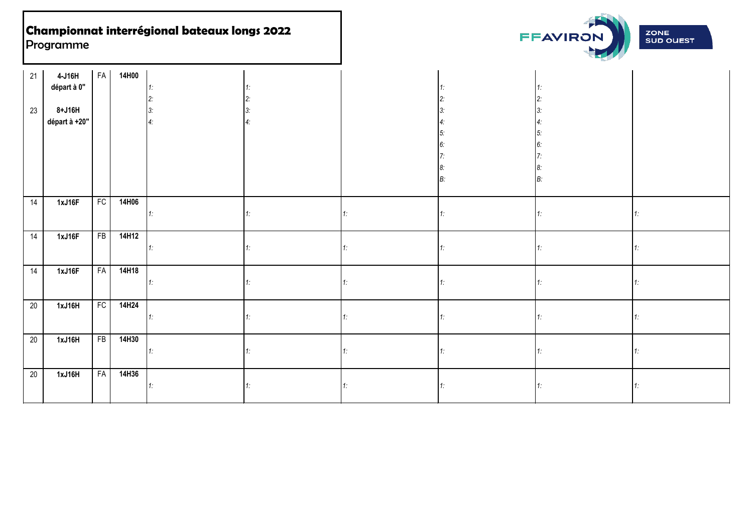# Championnat interrégional bateaux longs 2022

Programme

FFAVIRON ZONE SUD OUEST

| | | | | | | | | | |
|---|---|---|---|---|---|---|---|---|---|
| 21<br><br>23 | 4-J16H<br>départ à 0"<br><br>8+J16H<br>départ à +20" | FA | 14H00 | 1:<br>2:<br>3:<br>4: | 1:<br>2:<br>3:<br>4: | | 1:<br>2:<br>3:<br>4:<br>5:<br>6:<br>7:<br>8:<br>B: | 1:<br>2:<br>3:<br>4:<br>5:<br>6:<br>7:<br>8:<br>B: | |
| 14 | 1xJ16F | FC | 14H06 | 1: | 1: | 1: | 1: | 1: | 1: |
| 14 | 1xJ16F | FB | 14H12 | 1: | 1: | 1: | 1: | 1: | 1: |
| 14 | 1xJ16F | FA | 14H18 | 1: | 1: | 1: | 1: | 1: | 1: |
| 20 | 1xJ16H | FC | 14H24 | 1: | 1: | 1: | 1: | 1: | 1: |
| 20 | 1xJ16H | FB | 14H30 | 1: | 1: | 1: | 1: | 1: | 1: |
| 20 | 1xJ16H | FA | 14H36 | 1: | 1: | 1: | 1: | 1: | 1: |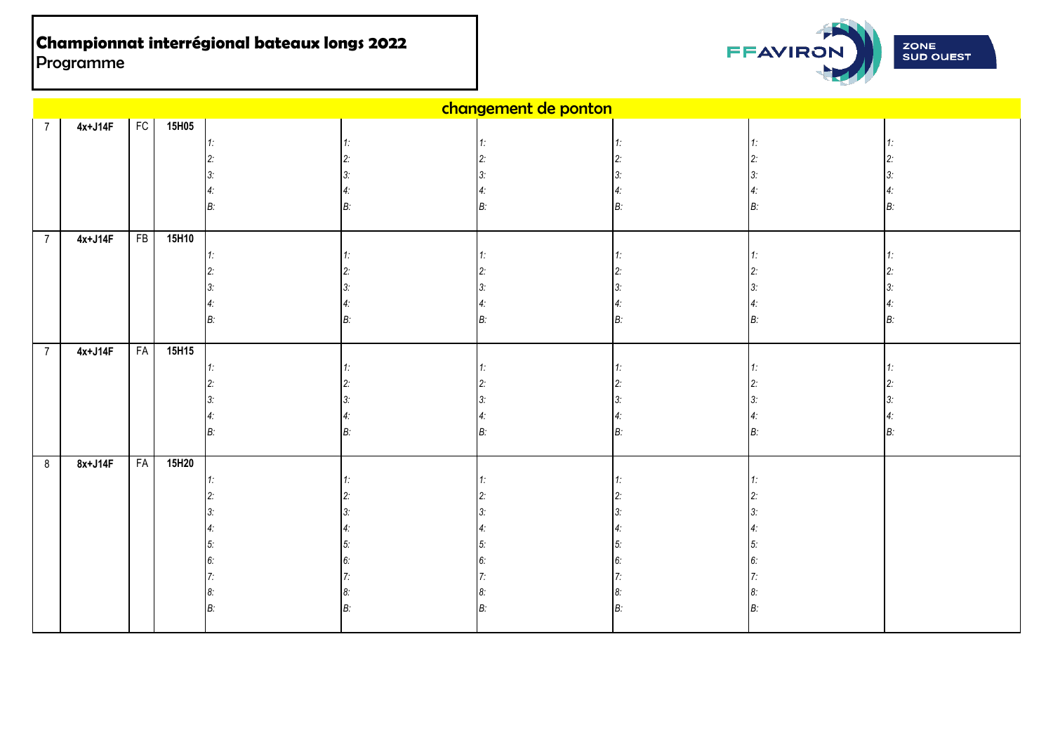**Championnat interrégional bateaux longs 2022**
Programme

FFAVIRON ZONE SUD OUEST

| | | | | | | | | | |
|---|---|---|---|---|---|---|---|---|---|
| changement de ponton | | | | | | | | | |
| 7 | 4x+J14F | FC | 15H05 | 1:<br>2:<br>3:<br>4:<br>B: | 1:<br>2:<br>3:<br>4:<br>B: | 1:<br>2:<br>3:<br>4:<br>B: | 1:<br>2:<br>3:<br>4:<br>B: | 1:<br>2:<br>3:<br>4:<br>B: | 1:<br>2:<br>3:<br>4:<br>B: |
| 7 | 4x+J14F | FB | 15H10 | 1:<br>2:<br>3:<br>4:<br>B: | 1:<br>2:<br>3:<br>4:<br>B: | 1:<br>2:<br>3:<br>4:<br>B: | 1:<br>2:<br>3:<br>4:<br>B: | 1:<br>2:<br>3:<br>4:<br>B: | 1:<br>2:<br>3:<br>4:<br>B: |
| 7 | 4x+J14F | FA | 15H15 | 1:<br>2:<br>3:<br>4:<br>B: | 1:<br>2:<br>3:<br>4:<br>B: | 1:<br>2:<br>3:<br>4:<br>B: | 1:<br>2:<br>3:<br>4:<br>B: | 1:<br>2:<br>3:<br>4:<br>B: | 1:<br>2:<br>3:<br>4:<br>B: |
| 8 | 8x+J14F | FA | 15H20 | 1:<br>2:<br>3:<br>4:<br>5:<br>6:<br>7:<br>8:<br>B: | 1:<br>2:<br>3:<br>4:<br>5:<br>6:<br>7:<br>8:<br>B: | 1:<br>2:<br>3:<br>4:<br>5:<br>6:<br>7:<br>8:<br>B: | 1:<br>2:<br>3:<br>4:<br>5:<br>6:<br>7:<br>8:<br>B: | 1:<br>2:<br>3:<br>4:<br>5:<br>6:<br>7:<br>8:<br>B: | |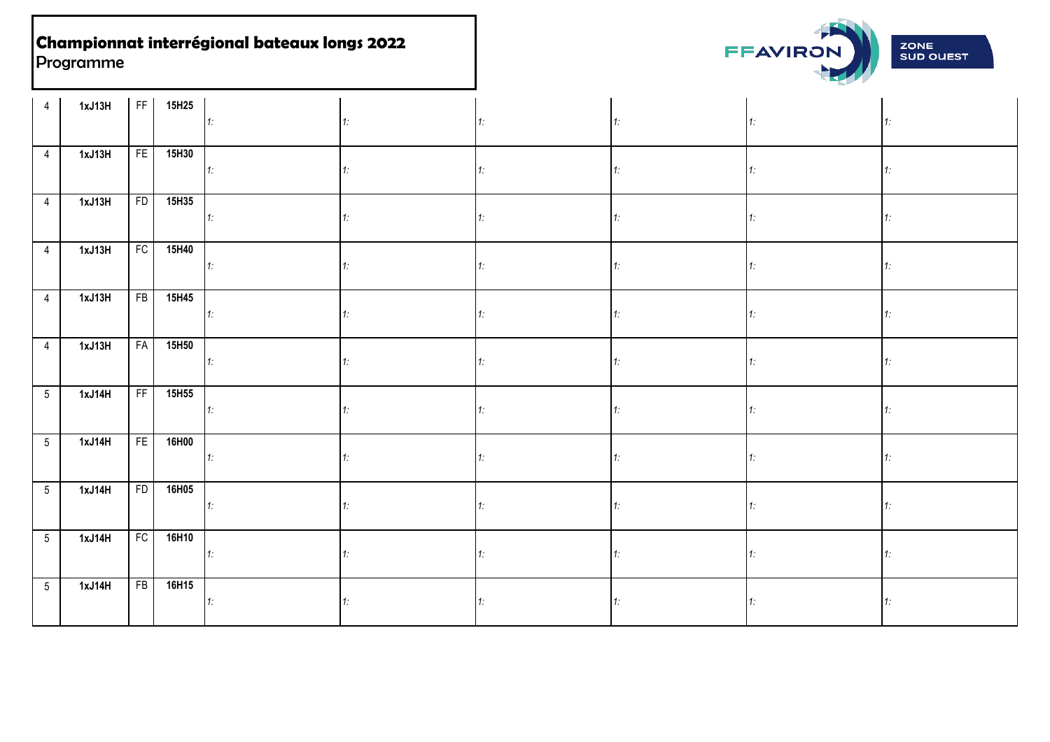**Championnat interrégional bateaux longs 2022**
Programme

FFAVIRON ZONE SUD OUEST

| | | | | | | | | | |
|---|---|---|---|---|---|---|---|---|---|
| 4 | 1xJ13H | FF | 15H25 | 1: | 1: | 1: | 1: | 1: | 1: |
| 4 | 1xJ13H | FE | 15H30 | 1: | 1: | 1: | 1: | 1: | 1: |
| 4 | 1xJ13H | FD | 15H35 | 1: | 1: | 1: | 1: | 1: | 1: |
| 4 | 1xJ13H | FC | 15H40 | 1: | 1: | 1: | 1: | 1: | 1: |
| 4 | 1xJ13H | FB | 15H45 | 1: | 1: | 1: | 1: | 1: | 1: |
| 4 | 1xJ13H | FA | 15H50 | 1: | 1: | 1: | 1: | 1: | 1: |
| 5 | 1xJ14H | FF | 15H55 | 1: | 1: | 1: | 1: | 1: | 1: |
| 5 | 1xJ14H | FE | 16H00 | 1: | 1: | 1: | 1: | 1: | 1: |
| 5 | 1xJ14H | FD | 16H05 | 1: | 1: | 1: | 1: | 1: | 1: |
| 5 | 1xJ14H | FC | 16H10 | 1: | 1: | 1: | 1: | 1: | 1: |
| 5 | 1xJ14H | FB | 16H15 | 1: | 1: | 1: | 1: | 1: | 1: |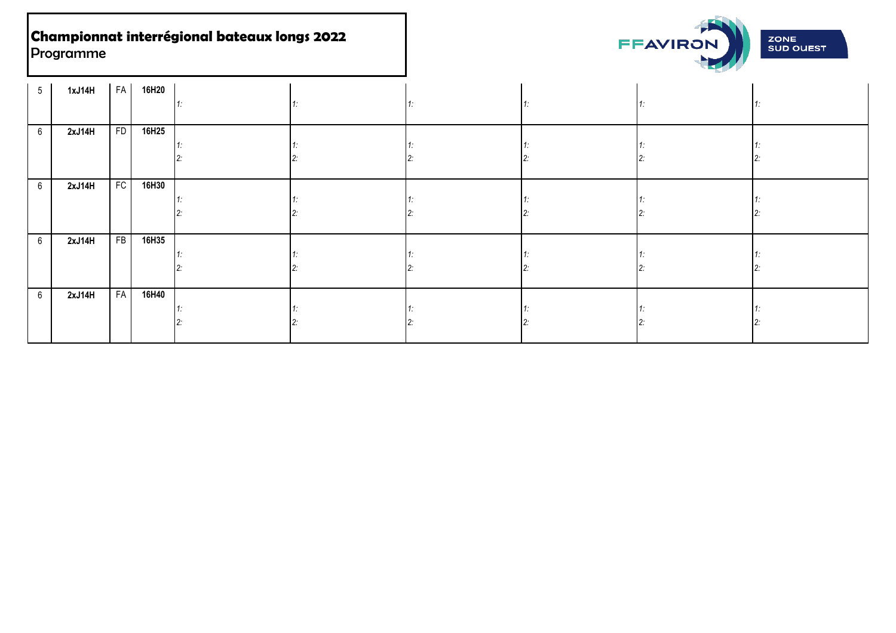**Championnat interrégional bateaux longs 2022**
Programme

ZONE SUD OUEST

| | | | | | | | | | |
|---|---|---|---|---|---|---|---|---|---|
| 5 | 1xJ14H | FA | 16H20 | 1: | 1: | 1: | 1: | 1: | 1: |
| 6 | 2xJ14H | FD | 16H25 | 1:<br>2: | 1:<br>2: | 1:<br>2: | 1:<br>2: | 1:<br>2: | 1:<br>2: |
| 6 | 2xJ14H | FC | 16H30 | 1:<br>2: | 1:<br>2: | 1:<br>2: | 1:<br>2: | 1:<br>2: | 1:<br>2: |
| 6 | 2xJ14H | FB | 16H35 | 1:<br>2: | 1:<br>2: | 1:<br>2: | 1:<br>2: | 1:<br>2: | 1:<br>2: |
| 6 | 2xJ14H | FA | 16H40 | 1:<br>2: | 1:<br>2: | 1:<br>2: | 1:<br>2: | 1:<br>2: | 1:<br>2: |